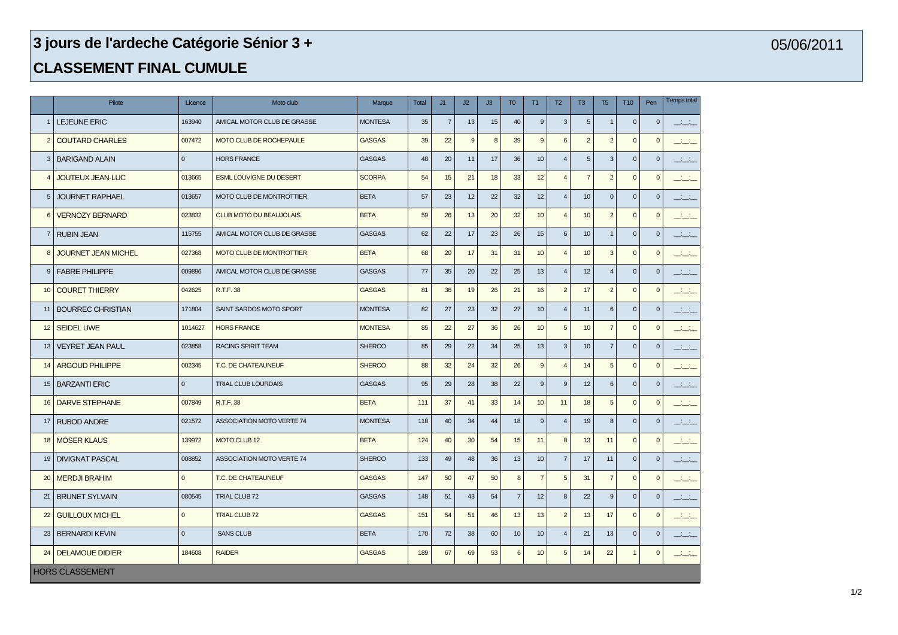# 3 jours de l'ardeche Catégorie Sénior 3 +

05/06/2011

## CLASSEMENT FINAL CUMULE

| | Pilote | Licence | Moto club | Marque | Total | J1 | J2 | J3 | T0 | T1 | T2 | T3 | T5 | T10 | Pen | Temps total |
|---|---|---|---|---|---|---|---|---|---|---|---|---|---|---|---|---|
| 1 | LEJEUNE ERIC | 163940 | AMICAL MOTOR CLUB DE GRASSE | MONTESA | 35 | 7 | 13 | 15 | 40 | 9 | 3 | 5 | 1 | 0 | 0 | __:__:__ |
| 2 | COUTARD CHARLES | 007472 | MOTO CLUB DE ROCHEPAULE | GASGAS | 39 | 22 | 9 | 8 | 39 | 9 | 6 | 2 | 2 | 0 | 0 | __:__:__ |
| 3 | BARIGAND ALAIN | 0 | HORS FRANCE | GASGAS | 48 | 20 | 11 | 17 | 36 | 10 | 4 | 5 | 3 | 0 | 0 | __:__:__ |
| 4 | JOUTEUX JEAN-LUC | 013665 | ESML LOUVIGNE DU DESERT | SCORPA | 54 | 15 | 21 | 18 | 33 | 12 | 4 | 7 | 2 | 0 | 0 | __:__:__ |
| 5 | JOURNET RAPHAEL | 013657 | MOTO CLUB DE MONTROTTIER | BETA | 57 | 23 | 12 | 22 | 32 | 12 | 4 | 10 | 0 | 0 | 0 | __:__:__ |
| 6 | VERNOZY BERNARD | 023832 | CLUB MOTO DU BEAUJOLAIS | BETA | 59 | 26 | 13 | 20 | 32 | 10 | 4 | 10 | 2 | 0 | 0 | __:__:__ |
| 7 | RUBIN JEAN | 115755 | AMICAL MOTOR CLUB DE GRASSE | GASGAS | 62 | 22 | 17 | 23 | 26 | 15 | 6 | 10 | 1 | 0 | 0 | __:__:__ |
| 8 | JOURNET JEAN MICHEL | 027368 | MOTO CLUB DE MONTROTTIER | BETA | 68 | 20 | 17 | 31 | 31 | 10 | 4 | 10 | 3 | 0 | 0 | __:__:__ |
| 9 | FABRE PHILIPPE | 009896 | AMICAL MOTOR CLUB DE GRASSE | GASGAS | 77 | 35 | 20 | 22 | 25 | 13 | 4 | 12 | 4 | 0 | 0 | __:__:__ |
| 10 | COURET THIERRY | 042625 | R.T.F. 38 | GASGAS | 81 | 36 | 19 | 26 | 21 | 16 | 2 | 17 | 2 | 0 | 0 | __:__:__ |
| 11 | BOURREC CHRISTIAN | 171804 | SAINT SARDOS MOTO SPORT | MONTESA | 82 | 27 | 23 | 32 | 27 | 10 | 4 | 11 | 6 | 0 | 0 | __:__:__ |
| 12 | SEIDEL UWE | 1014627 | HORS FRANCE | MONTESA | 85 | 22 | 27 | 36 | 26 | 10 | 5 | 10 | 7 | 0 | 0 | __:__:__ |
| 13 | VEYRET JEAN PAUL | 023858 | RACING SPIRIT TEAM | SHERCO | 85 | 29 | 22 | 34 | 25 | 13 | 3 | 10 | 7 | 0 | 0 | __:__:__ |
| 14 | ARGOUD PHILIPPE | 002345 | T.C. DE CHATEAUNEUF | SHERCO | 88 | 32 | 24 | 32 | 26 | 9 | 4 | 14 | 5 | 0 | 0 | __:__:__ |
| 15 | BARZANTI ERIC | 0 | TRIAL CLUB LOURDAIS | GASGAS | 95 | 29 | 28 | 38 | 22 | 9 | 9 | 12 | 6 | 0 | 0 | __:__:__ |
| 16 | DARVE STEPHANE | 007849 | R.T.F. 38 | BETA | 111 | 37 | 41 | 33 | 14 | 10 | 11 | 18 | 5 | 0 | 0 | __:__:__ |
| 17 | RUBOD ANDRE | 021572 | ASSOCIATION MOTO VERTE 74 | MONTESA | 118 | 40 | 34 | 44 | 18 | 9 | 4 | 19 | 8 | 0 | 0 | __:__:__ |
| 18 | MOSER KLAUS | 139972 | MOTO CLUB 12 | BETA | 124 | 40 | 30 | 54 | 15 | 11 | 8 | 13 | 11 | 0 | 0 | __:__:__ |
| 19 | DIVIGNAT PASCAL | 008852 | ASSOCIATION MOTO VERTE 74 | SHERCO | 133 | 49 | 48 | 36 | 13 | 10 | 7 | 17 | 11 | 0 | 0 | __:__:__ |
| 20 | MERDJI BRAHIM | 0 | T.C. DE CHATEAUNEUF | GASGAS | 147 | 50 | 47 | 50 | 8 | 7 | 5 | 31 | 7 | 0 | 0 | __:__:__ |
| 21 | BRUNET SYLVAIN | 080545 | TRIAL CLUB 72 | GASGAS | 148 | 51 | 43 | 54 | 7 | 12 | 8 | 22 | 9 | 0 | 0 | __:__:__ |
| 22 | GUILLOUX MICHEL | 0 | TRIAL CLUB 72 | GASGAS | 151 | 54 | 51 | 46 | 13 | 13 | 2 | 13 | 17 | 0 | 0 | __:__:__ |
| 23 | BERNARDI KEVIN | 0 | SANS CLUB | BETA | 170 | 72 | 38 | 60 | 10 | 10 | 4 | 21 | 13 | 0 | 0 | __:__:__ |
| 24 | DELAMOUE DIDIER | 184608 | RAIDER | GASGAS | 189 | 67 | 69 | 53 | 6 | 10 | 5 | 14 | 22 | 1 | 0 | __:__:__ |

HORS CLASSEMENT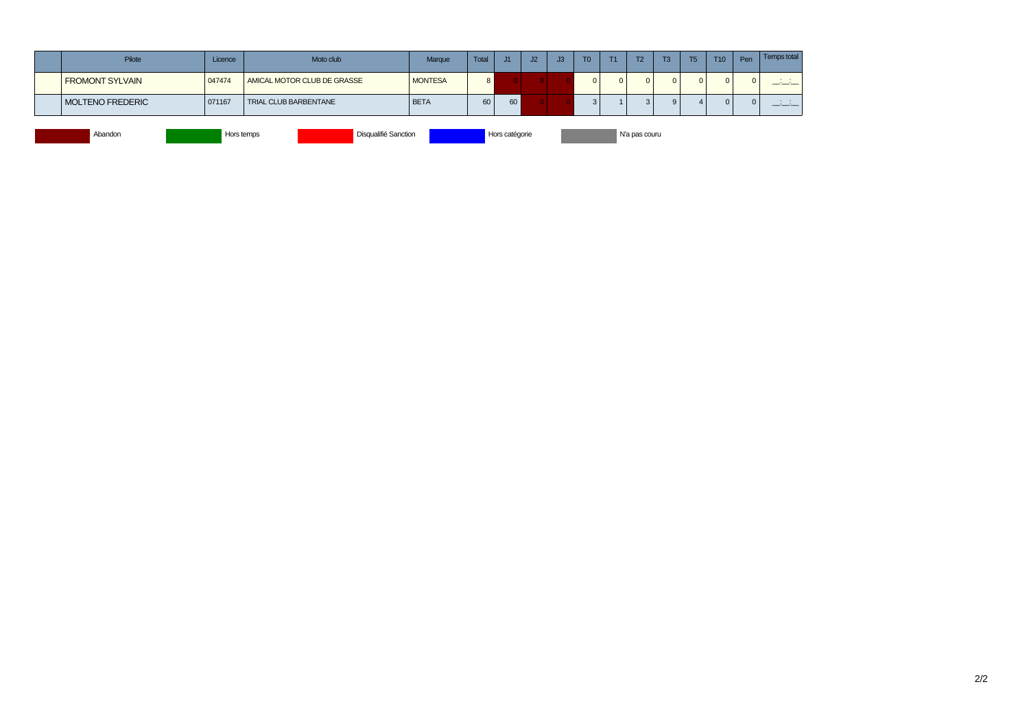| | Pilote | Licence | Moto club | Marque | Total | J1 | J2 | J3 | T0 | T1 | T2 | T3 | T5 | T10 | Pen | Temps total |
|---|---|---|---|---|---|---|---|---|---|---|---|---|---|---|---|---|
| | FROMONT SYLVAIN | 047474 | AMICAL MOTOR CLUB DE GRASSE | MONTESA | 8 | 0 | 8 | 0 | 0 | 0 | 0 | 0 | 0 | 0 | 0 | __:__:__ |
| | MOLTENO FREDERIC | 071167 | TRIAL CLUB BARBENTANE | BETA | 60 | 60 | 0 | 0 | 3 | 1 | 3 | 9 | 4 | 0 | 0 | __:__:__ |

Abandon    Hors temps    Disqualifié Sanction    Hors catégorie    N'a pas couru